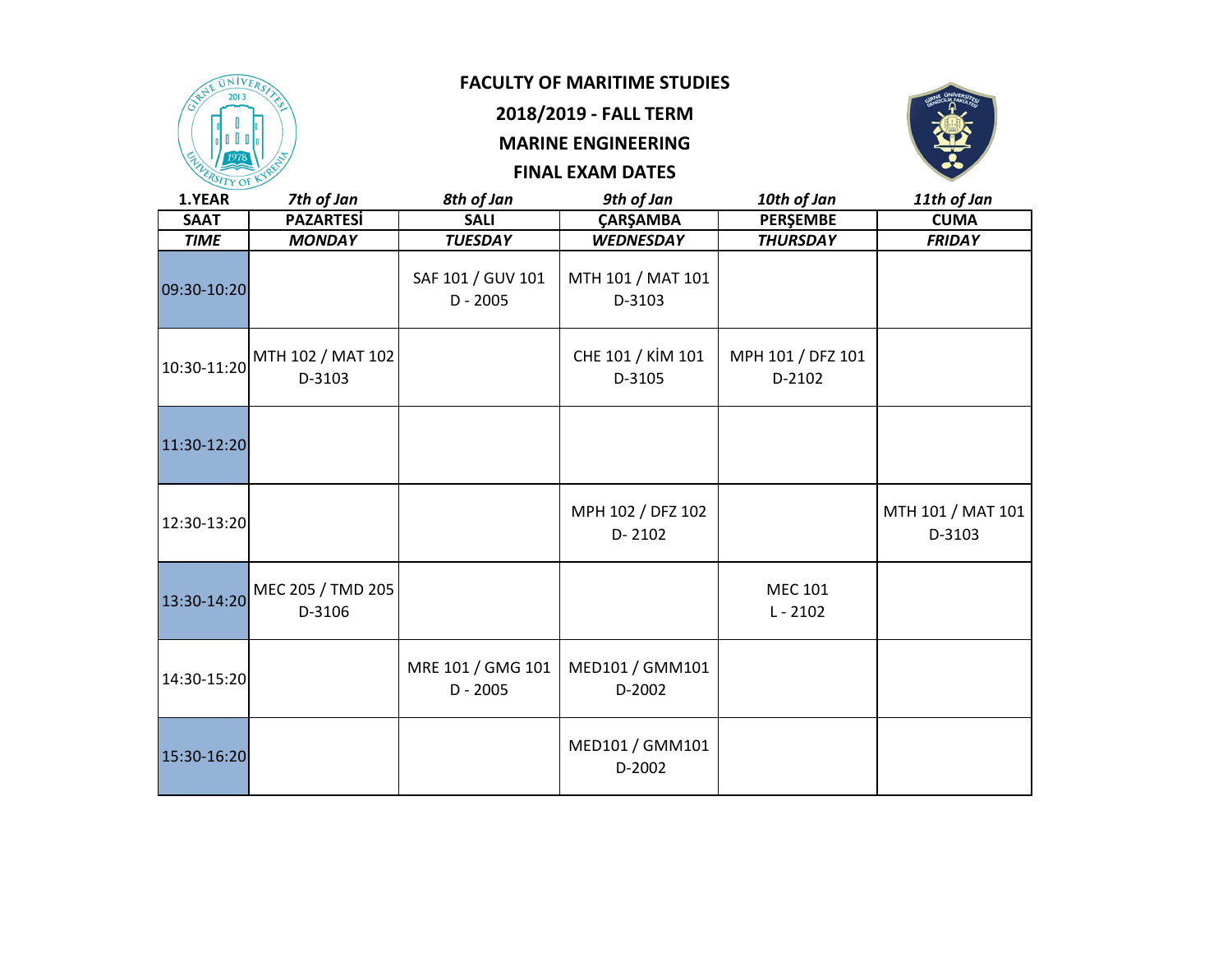**FACULTY OF MARITIME STUDIES**

**2018/2019 - FALL TERM**

**MARINE ENGINEERING**

**FINAL EXAM DATES**

| **1.YEAR** | ***7th of Jan*** | ***8th of Jan*** | ***9th of Jan*** | ***10th of Jan*** | ***11th of Jan*** |
|---|---|---|---|---|---|
| **SAAT** | **PAZARTESİ** | **SALI** | **ÇARŞAMBA** | **PERŞEMBE** | **CUMA** |
| ***TIME*** | ***MONDAY*** | ***TUESDAY*** | ***WEDNESDAY*** | ***THURSDAY*** | ***FRIDAY*** |
| 09:30-10:20 | | SAF 101 / GUV 101 D - 2005 | MTH 101 / MAT 101 D-3103 | | |
| 10:30-11:20 | MTH 102 / MAT 102 D-3103 | | CHE 101 / KİM 101 D-3105 | MPH 101 / DFZ 101 D-2102 | |
| 11:30-12:20 | | | | | |
| 12:30-13:20 | | | MPH 102 / DFZ 102 D- 2102 | | MTH 101 / MAT 101 D-3103 |
| 13:30-14:20 | MEC 205 / TMD 205 D-3106 | | | MEC 101 L - 2102 | |
| 14:30-15:20 | | MRE 101 / GMG 101 D - 2005 | MED101 / GMM101 D-2002 | | |
| 15:30-16:20 | | | MED101 / GMM101 D-2002 | | |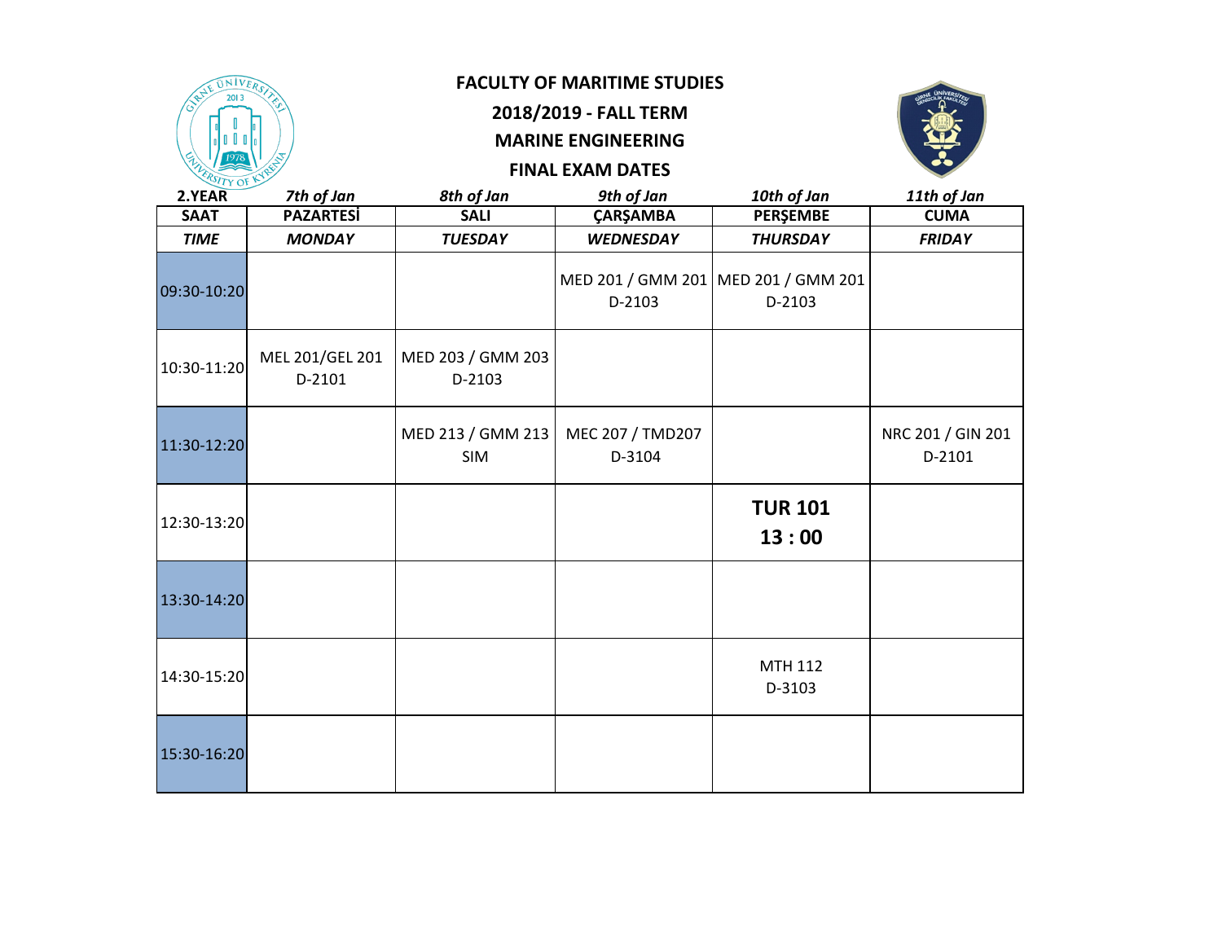# FACULTY OF MARITIME STUDIES

## 2018/2019 - FALL TERM

## MARINE ENGINEERING

## FINAL EXAM DATES

| 2.YEAR | 7th of Jan | 8th of Jan | 9th of Jan | 10th of Jan | 11th of Jan |
|---|---|---|---|---|---|
| **SAAT** | **PAZARTESİ** | **SALI** | **ÇARŞAMBA** | **PERŞEMBE** | **CUMA** |
| ***TIME*** | ***MONDAY*** | ***TUESDAY*** | ***WEDNESDAY*** | ***THURSDAY*** | ***FRIDAY*** |
| 09:30-10:20 | | | MED 201 / GMM 201 D-2103 | MED 201 / GMM 201 D-2103 | |
| 10:30-11:20 | MEL 201/GEL 201 D-2101 | MED 203 / GMM 203 D-2103 | | | |
| 11:30-12:20 | | MED 213 / GMM 213 SIM | MEC 207 / TMD207 D-3104 | | NRC 201 / GIN 201 D-2101 |
| 12:30-13:20 | | | | **TUR 101 13 : 00** | |
| 13:30-14:20 | | | | | |
| 14:30-15:20 | | | | MTH 112 D-3103 | |
| 15:30-16:20 | | | | | |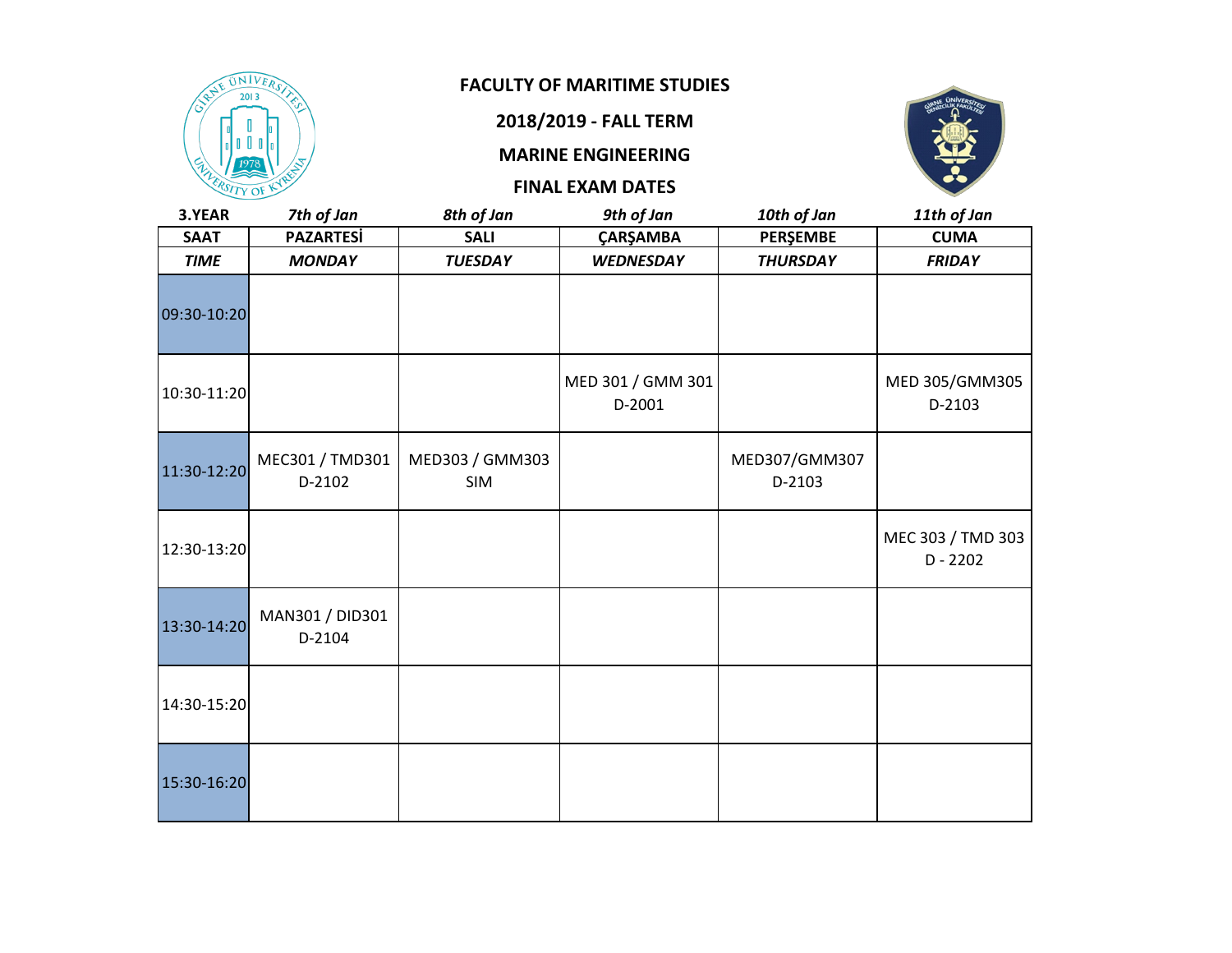**FACULTY OF MARITIME STUDIES**

**2018/2019 - FALL TERM**

**MARINE ENGINEERING**

**FINAL EXAM DATES**

| **3.YEAR** | *7th of Jan* | *8th of Jan* | *9th of Jan* | *10th of Jan* | *11th of Jan* |
|---|---|---|---|---|---|
| **SAAT** | **PAZARTESİ** | **SALI** | **ÇARŞAMBA** | **PERŞEMBE** | **CUMA** |
| ***TIME*** | ***MONDAY*** | ***TUESDAY*** | ***WEDNESDAY*** | ***THURSDAY*** | ***FRIDAY*** |
| 09:30-10:20 | | | | | |
| 10:30-11:20 | | | MED 301 / GMM 301 D-2001 | | MED 305/GMM305 D-2103 |
| 11:30-12:20 | MEC301 / TMD301 D-2102 | MED303 / GMM303 SIM | | MED307/GMM307 D-2103 | |
| 12:30-13:20 | | | | | MEC 303 / TMD 303 D - 2202 |
| 13:30-14:20 | MAN301 / DID301 D-2104 | | | | |
| 14:30-15:20 | | | | | |
| 15:30-16:20 | | | | | |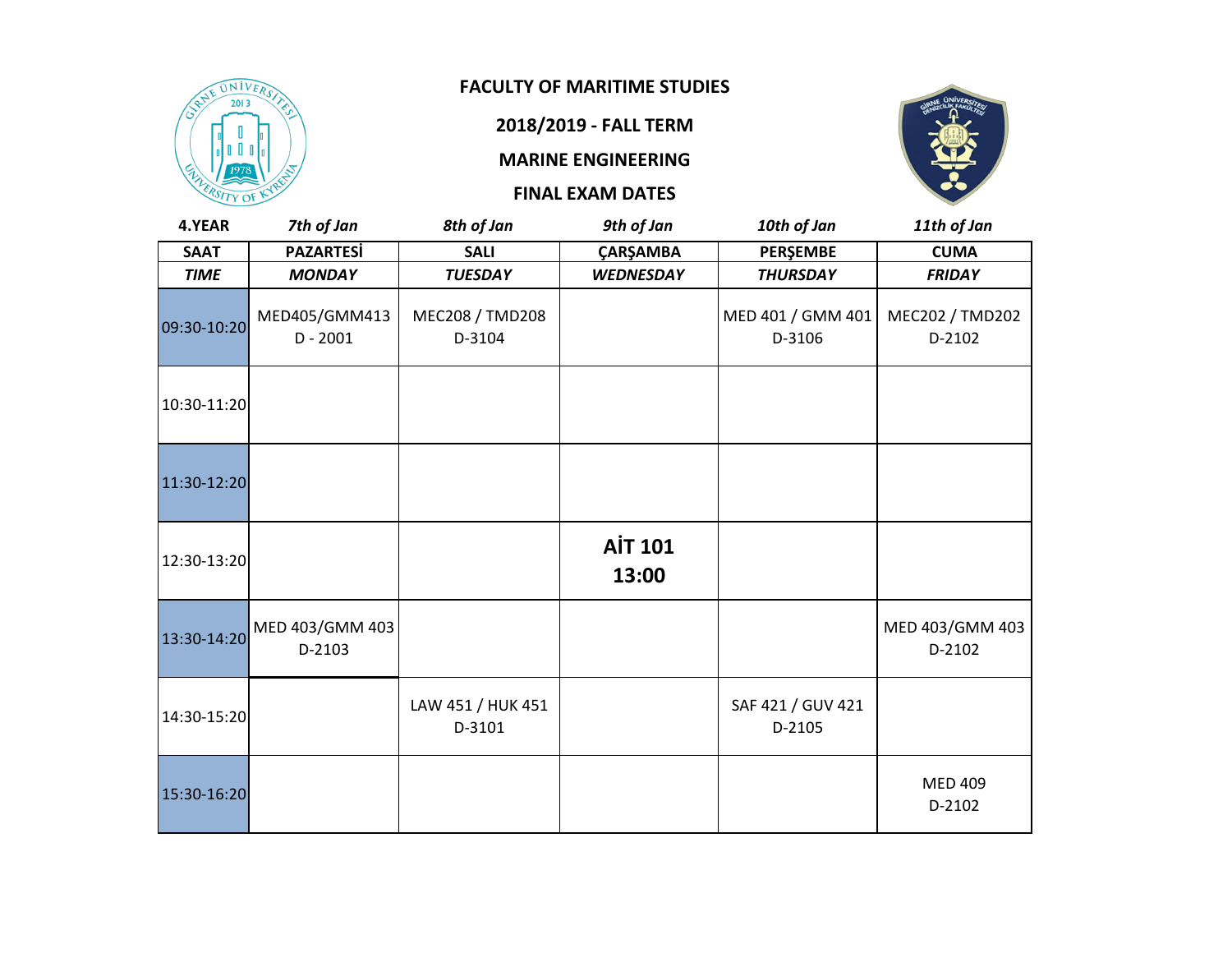**FACULTY OF MARITIME STUDIES**

**2018/2019 - FALL TERM**

**MARINE ENGINEERING**

**FINAL EXAM DATES**

| **4.YEAR** | *7th of Jan* | *8th of Jan* | *9th of Jan* | *10th of Jan* | *11th of Jan* |
|---|---|---|---|---|---|
| **SAAT** | **PAZARTESİ** | **SALI** | **ÇARŞAMBA** | **PERŞEMBE** | **CUMA** |
| ***TIME*** | ***MONDAY*** | ***TUESDAY*** | ***WEDNESDAY*** | ***THURSDAY*** | ***FRIDAY*** |
| 09:30-10:20 | MED405/GMM413 D - 2001 | MEC208 / TMD208 D-3104 | | MED 401 / GMM 401 D-3106 | MEC202 / TMD202 D-2102 |
| 10:30-11:20 | | | | | |
| 11:30-12:20 | | | | | |
| 12:30-13:20 | | | **AİT 101 13:00** | | |
| 13:30-14:20 | MED 403/GMM 403 D-2103 | | | | MED 403/GMM 403 D-2102 |
| 14:30-15:20 | | LAW 451 / HUK 451 D-3101 | | SAF 421 / GUV 421 D-2105 | |
| 15:30-16:20 | | | | | MED 409 D-2102 |